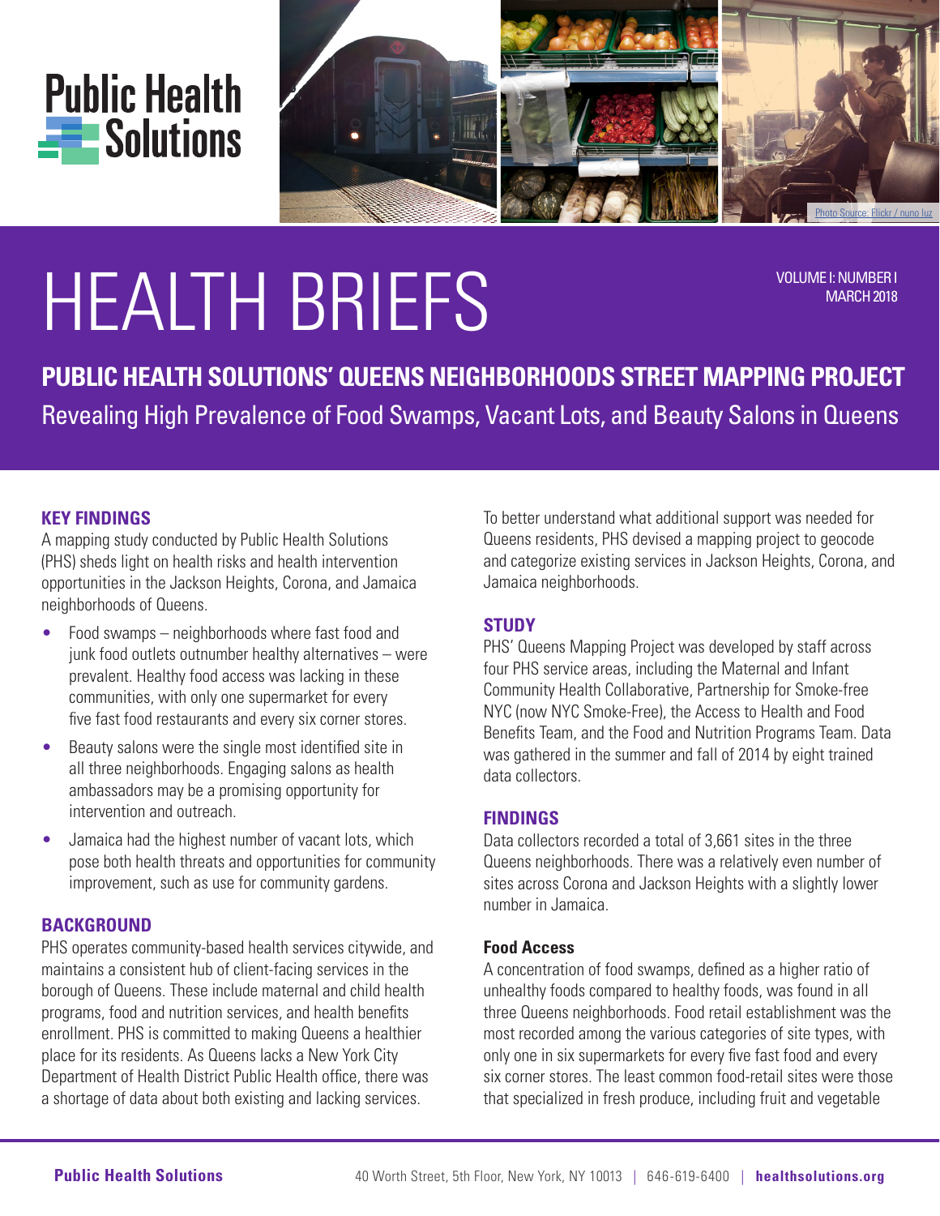Public Health Solutions

# HEALTH BRIEFS

VOLUME I: NUMBER I
MARCH 2018

## PUBLIC HEALTH SOLUTIONS' QUEENS NEIGHBORHOODS STREET MAPPING PROJECT

Revealing High Prevalence of Food Swamps, Vacant Lots, and Beauty Salons in Queens

Photo Source: Flickr / nuno luz

### KEY FINDINGS

A mapping study conducted by Public Health Solutions (PHS) sheds light on health risks and health intervention opportunities in the Jackson Heights, Corona, and Jamaica neighborhoods of Queens.

- Food swamps – neighborhoods where fast food and junk food outlets outnumber healthy alternatives – were prevalent. Healthy food access was lacking in these communities, with only one supermarket for every five fast food restaurants and every six corner stores.
- Beauty salons were the single most identified site in all three neighborhoods. Engaging salons as health ambassadors may be a promising opportunity for intervention and outreach.
- Jamaica had the highest number of vacant lots, which pose both health threats and opportunities for community improvement, such as use for community gardens.

### BACKGROUND

PHS operates community-based health services citywide, and maintains a consistent hub of client-facing services in the borough of Queens. These include maternal and child health programs, food and nutrition services, and health benefits enrollment. PHS is committed to making Queens a healthier place for its residents. As Queens lacks a New York City Department of Health District Public Health office, there was a shortage of data about both existing and lacking services.

To better understand what additional support was needed for Queens residents, PHS devised a mapping project to geocode and categorize existing services in Jackson Heights, Corona, and Jamaica neighborhoods.

### STUDY

PHS' Queens Mapping Project was developed by staff across four PHS service areas, including the Maternal and Infant Community Health Collaborative, Partnership for Smoke-free NYC (now NYC Smoke-Free), the Access to Health and Food Benefits Team, and the Food and Nutrition Programs Team. Data was gathered in the summer and fall of 2014 by eight trained data collectors.

### FINDINGS

Data collectors recorded a total of 3,661 sites in the three Queens neighborhoods. There was a relatively even number of sites across Corona and Jackson Heights with a slightly lower number in Jamaica.

#### Food Access

A concentration of food swamps, defined as a higher ratio of unhealthy foods compared to healthy foods, was found in all three Queens neighborhoods. Food retail establishment was the most recorded among the various categories of site types, with only one in six supermarkets for every five fast food and every six corner stores. The least common food-retail sites were those that specialized in fresh produce, including fruit and vegetable

Public Health Solutions 40 Worth Street, 5th Floor, New York, NY 10013 | 646-619-6400 | healthsolutions.org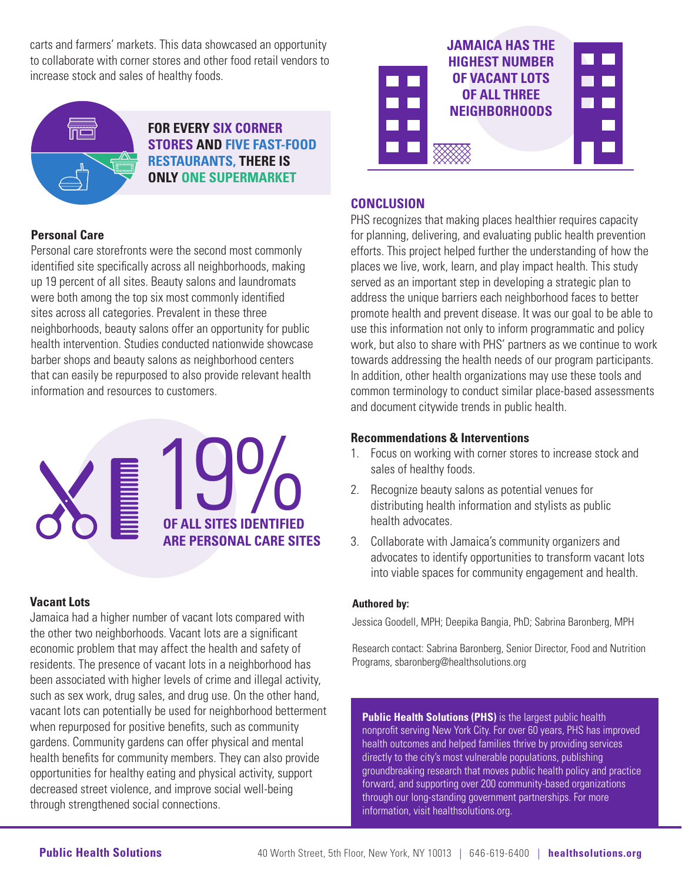carts and farmers' markets. This data showcased an opportunity to collaborate with corner stores and other food retail vendors to increase stock and sales of healthy foods.

**FOR EVERY SIX CORNER STORES AND FIVE FAST-FOOD RESTAURANTS, THERE IS ONLY ONE SUPERMARKET**

### Personal Care

Personal care storefronts were the second most commonly identified site specifically across all neighborhoods, making up 19 percent of all sites. Beauty salons and laundromats were both among the top six most commonly identified sites across all categories. Prevalent in these three neighborhoods, beauty salons offer an opportunity for public health intervention. Studies conducted nationwide showcase barber shops and beauty salons as neighborhood centers that can easily be repurposed to also provide relevant health information and resources to customers.

19%

**OF ALL SITES IDENTIFIED ARE PERSONAL CARE SITES**

### Vacant Lots

Jamaica had a higher number of vacant lots compared with the other two neighborhoods. Vacant lots are a significant economic problem that may affect the health and safety of residents. The presence of vacant lots in a neighborhood has been associated with higher levels of crime and illegal activity, such as sex work, drug sales, and drug use. On the other hand, vacant lots can potentially be used for neighborhood betterment when repurposed for positive benefits, such as community gardens. Community gardens can offer physical and mental health benefits for community members. They can also provide opportunities for healthy eating and physical activity, support decreased street violence, and improve social well-being through strengthened social connections.

**JAMAICA HAS THE HIGHEST NUMBER OF VACANT LOTS OF ALL THREE NEIGHBORHOODS**

## CONCLUSION

PHS recognizes that making places healthier requires capacity for planning, delivering, and evaluating public health prevention efforts. This project helped further the understanding of how the places we live, work, learn, and play impact health. This study served as an important step in developing a strategic plan to address the unique barriers each neighborhood faces to better promote health and prevent disease. It was our goal to be able to use this information not only to inform programmatic and policy work, but also to share with PHS' partners as we continue to work towards addressing the health needs of our program participants. In addition, other health organizations may use these tools and common terminology to conduct similar place-based assessments and document citywide trends in public health.

### Recommendations & Interventions

1. Focus on working with corner stores to increase stock and sales of healthy foods.
2. Recognize beauty salons as potential venues for distributing health information and stylists as public health advocates.
3. Collaborate with Jamaica's community organizers and advocates to identify opportunities to transform vacant lots into viable spaces for community engagement and health.

**Authored by:**

Jessica Goodell, MPH; Deepika Bangia, PhD; Sabrina Baronberg, MPH

Research contact: Sabrina Baronberg, Senior Director, Food and Nutrition Programs, sbaronberg@healthsolutions.org

**Public Health Solutions (PHS)** is the largest public health nonprofit serving New York City. For over 60 years, PHS has improved health outcomes and helped families thrive by providing services directly to the city's most vulnerable populations, publishing groundbreaking research that moves public health policy and practice forward, and supporting over 200 community-based organizations through our long-standing government partnerships. For more information, visit healthsolutions.org.

**Public Health Solutions** 40 Worth Street, 5th Floor, New York, NY 10013 | 646-619-6400 | **healthsolutions.org**